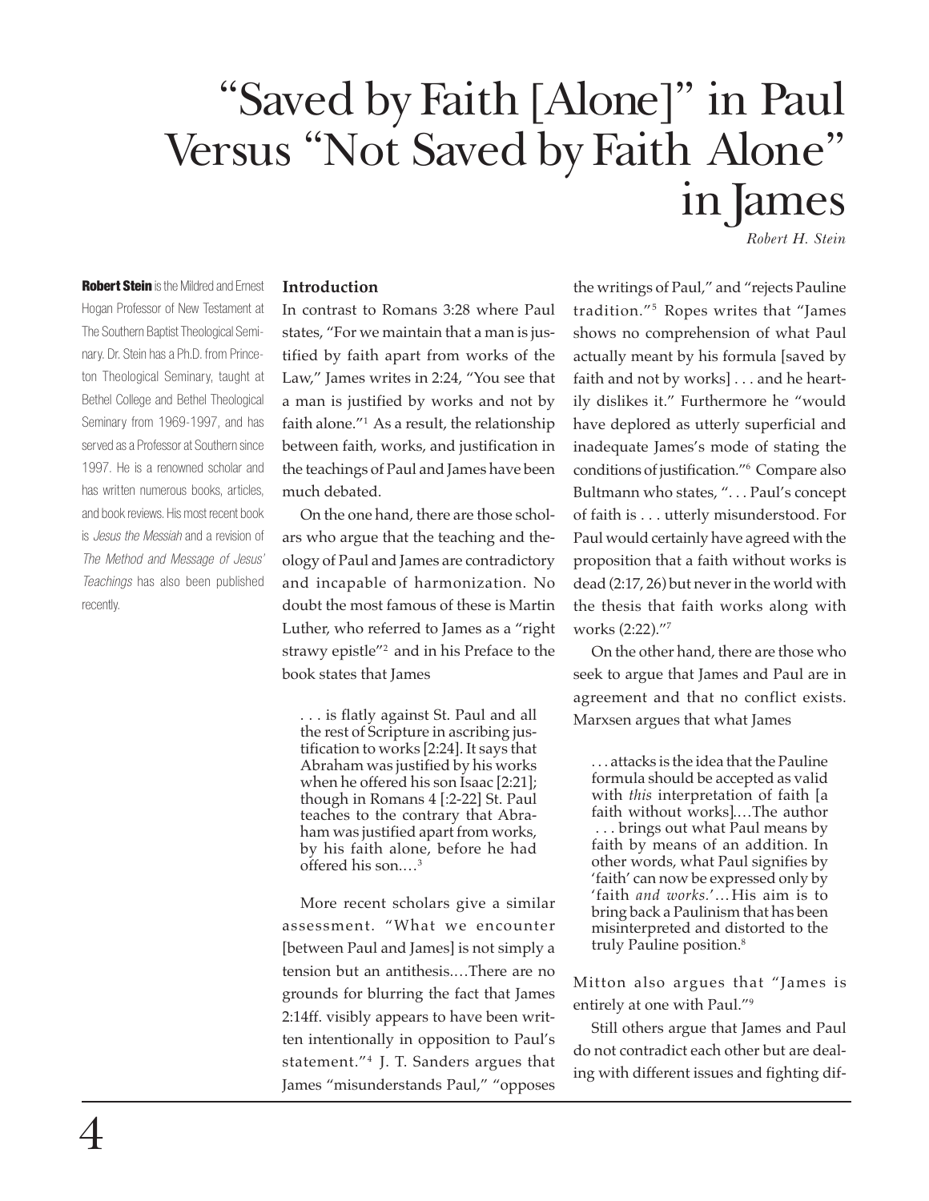# "Saved by Faith [Alone]" in Paul Versus "Not Saved by Faith Alone" in James

*Robert H. Stein*

**Robert Stein** is the Mildred and Ernest Hogan Professor of New Testament at The Southern Baptist Theological Seminary. Dr. Stein has a Ph.D. from Princeton Theological Seminary, taught at Bethel College and Bethel Theological Seminary from 1969-1997, and has served as a Professor at Southern since 1997. He is a renowned scholar and has written numerous books, articles, and book reviews. His most recent book is *Jesus the Messiah* and a revision of *The Method and Message of Jesus' Teachings* has also been published recently.

### Introduction

In contrast to Romans 3:28 where Paul states, "For we maintain that a man is justified by faith apart from works of the Law," James writes in 2:24, "You see that a man is justified by works and not by faith alone."[1] As a result, the relationship between faith, works, and justification in the teachings of Paul and James have been much debated.

On the one hand, there are those scholars who argue that the teaching and theology of Paul and James are contradictory and incapable of harmonization. No doubt the most famous of these is Martin Luther, who referred to James as a "right strawy epistle"[2] and in his Preface to the book states that James

> . . . is flatly against St. Paul and all the rest of Scripture in ascribing justification to works [2:24]. It says that Abraham was justified by his works when he offered his son Isaac [2:21]; though in Romans 4 [:2-22] St. Paul teaches to the contrary that Abraham was justified apart from works, by his faith alone, before he had offered his son.…[3]

More recent scholars give a similar assessment. "What we encounter [between Paul and James] is not simply a tension but an antithesis.…There are no grounds for blurring the fact that James 2:14ff. visibly appears to have been written intentionally in opposition to Paul's statement."[4] J. T. Sanders argues that James "misunderstands Paul," "opposes the writings of Paul," and "rejects Pauline tradition."[5] Ropes writes that "James shows no comprehension of what Paul actually meant by his formula [saved by faith and not by works] . . . and he heartily dislikes it." Furthermore he "would have deplored as utterly superficial and inadequate James's mode of stating the conditions of justification."[6] Compare also Bultmann who states, ". . . Paul's concept of faith is . . . utterly misunderstood. For Paul would certainly have agreed with the proposition that a faith without works is dead (2:17, 26) but never in the world with the thesis that faith works along with works (2:22)."[7]

On the other hand, there are those who seek to argue that James and Paul are in agreement and that no conflict exists. Marxsen argues that what James

> . . . attacks is the idea that the Pauline formula should be accepted as valid with *this* interpretation of faith [a faith without works].…The author . . . brings out what Paul means by faith by means of an addition. In other words, what Paul signifies by 'faith' can now be expressed only by 'faith *and works*.'…His aim is to bring back a Paulinism that has been misinterpreted and distorted to the truly Pauline position.[8]

Mitton also argues that "James is entirely at one with Paul."[9]

Still others argue that James and Paul do not contradict each other but are dealing with different issues and fighting dif-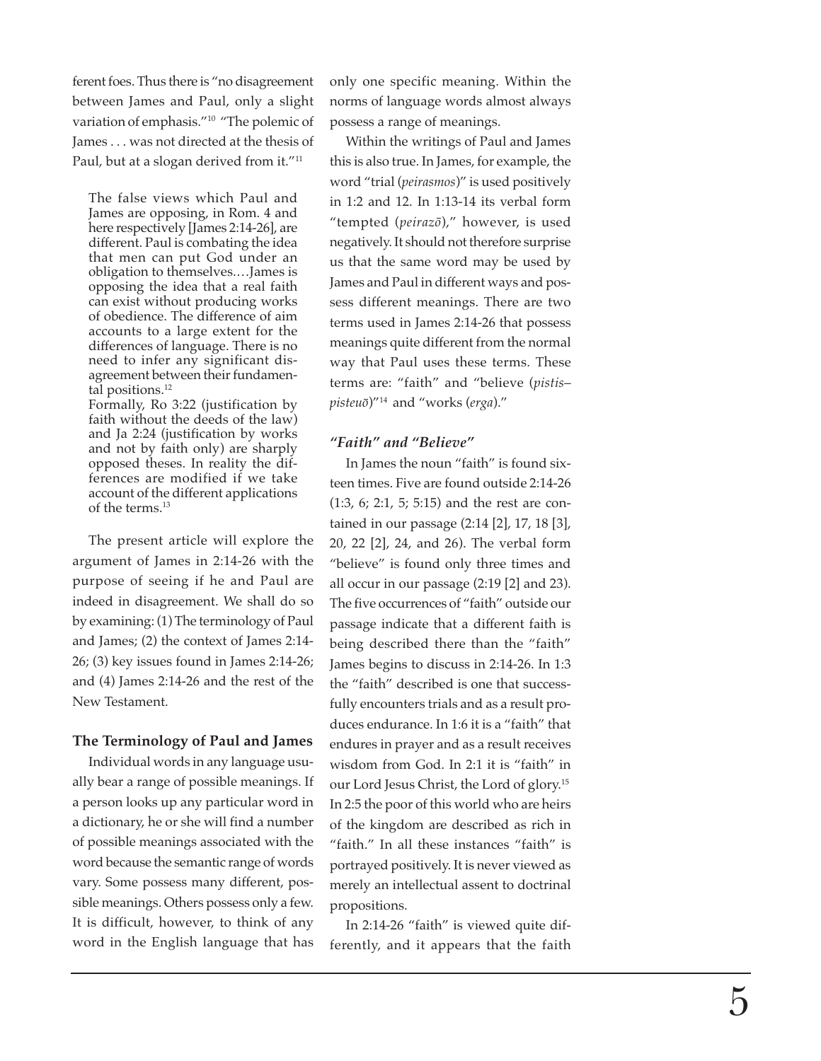ferent foes. Thus there is "no disagreement between James and Paul, only a slight variation of emphasis."[10] "The polemic of James . . . was not directed at the thesis of Paul, but at a slogan derived from it."[11]

> The false views which Paul and James are opposing, in Rom. 4 and here respectively [James 2:14-26], are different. Paul is combating the idea that men can put God under an obligation to themselves.…James is opposing the idea that a real faith can exist without producing works of obedience. The difference of aim accounts to a large extent for the differences of language. There is no need to infer any significant disagreement between their fundamental positions.[12]
>
> Formally, Ro 3:22 (justification by faith without the deeds of the law) and Ja 2:24 (justification by works and not by faith only) are sharply opposed theses. In reality the differences are modified if we take account of the different applications of the terms.[13]

The present article will explore the argument of James in 2:14-26 with the purpose of seeing if he and Paul are indeed in disagreement. We shall do so by examining: (1) The terminology of Paul and James; (2) the context of James 2:14-26; (3) key issues found in James 2:14-26; and (4) James 2:14-26 and the rest of the New Testament.

## The Terminology of Paul and James

Individual words in any language usually bear a range of possible meanings. If a person looks up any particular word in a dictionary, he or she will find a number of possible meanings associated with the word because the semantic range of words vary. Some possess many different, possible meanings. Others possess only a few. It is difficult, however, to think of any word in the English language that has only one specific meaning. Within the norms of language words almost always possess a range of meanings.

Within the writings of Paul and James this is also true. In James, for example, the word "trial (*peirasmos*)" is used positively in 1:2 and 12. In 1:13-14 its verbal form "tempted (*peirazō*)," however, is used negatively. It should not therefore surprise us that the same word may be used by James and Paul in different ways and possess different meanings. There are two terms used in James 2:14-26 that possess meanings quite different from the normal way that Paul uses these terms. These terms are: "faith" and "believe (*pistis–pisteuō*)"[14] and "works (*erga*)."

### *"Faith" and "Believe"*

In James the noun "faith" is found sixteen times. Five are found outside 2:14-26 (1:3, 6; 2:1, 5; 5:15) and the rest are contained in our passage (2:14 [2], 17, 18 [3], 20, 22 [2], 24, and 26). The verbal form "believe" is found only three times and all occur in our passage (2:19 [2] and 23). The five occurrences of "faith" outside our passage indicate that a different faith is being described there than the "faith" James begins to discuss in 2:14-26. In 1:3 the "faith" described is one that successfully encounters trials and as a result produces endurance. In 1:6 it is a "faith" that endures in prayer and as a result receives wisdom from God. In 2:1 it is "faith" in our Lord Jesus Christ, the Lord of glory.[15] In 2:5 the poor of this world who are heirs of the kingdom are described as rich in "faith." In all these instances "faith" is portrayed positively. It is never viewed as merely an intellectual assent to doctrinal propositions.

In 2:14-26 "faith" is viewed quite differently, and it appears that the faith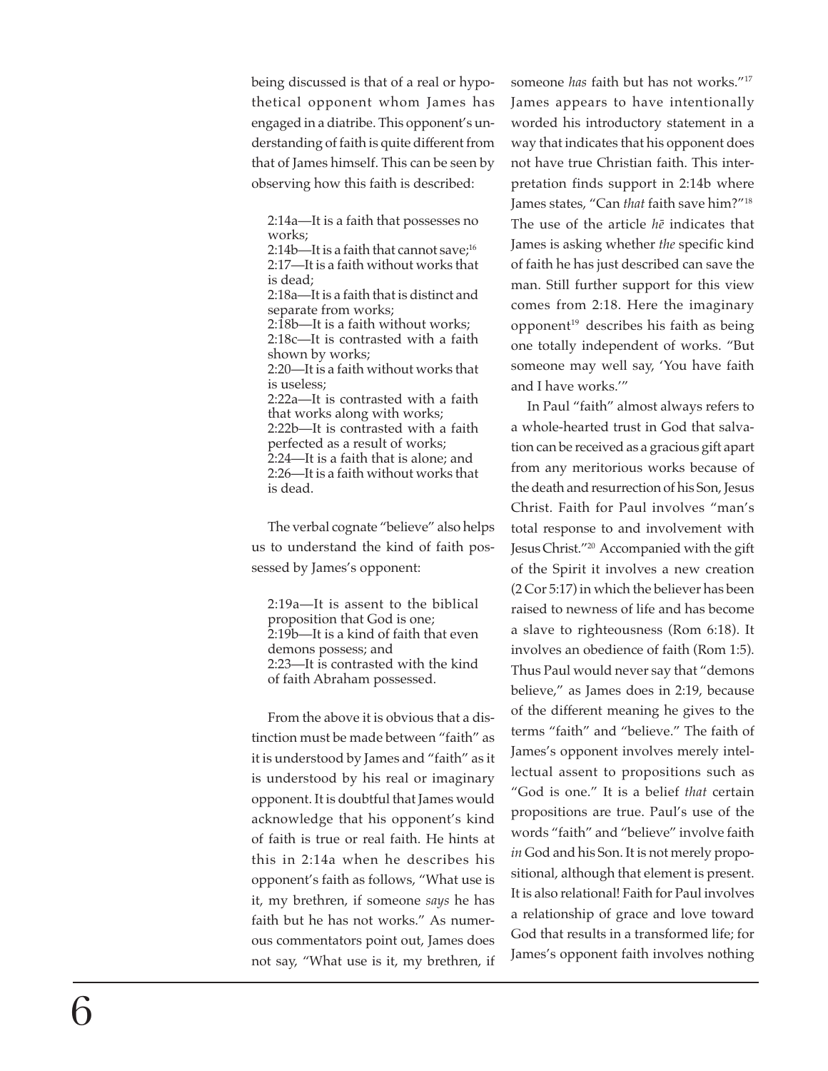being discussed is that of a real or hypothetical opponent whom James has engaged in a diatribe. This opponent's understanding of faith is quite different from that of James himself. This can be seen by observing how this faith is described:

> 2:14a—It is a faith that possesses no works;
> 2:14b—It is a faith that cannot save;[16]
> 2:17—It is a faith without works that is dead;
> 2:18a—It is a faith that is distinct and separate from works;
> 2:18b—It is a faith without works;
> 2:18c—It is contrasted with a faith shown by works;
> 2:20—It is a faith without works that is useless;
> 2:22a—It is contrasted with a faith that works along with works;
> 2:22b—It is contrasted with a faith perfected as a result of works;
> 2:24—It is a faith that is alone; and
> 2:26—It is a faith without works that is dead.

The verbal cognate "believe" also helps us to understand the kind of faith possessed by James's opponent:

> 2:19a—It is assent to the biblical proposition that God is one;
> 2:19b—It is a kind of faith that even demons possess; and
> 2:23—It is contrasted with the kind of faith Abraham possessed.

From the above it is obvious that a distinction must be made between "faith" as it is understood by James and "faith" as it is understood by his real or imaginary opponent. It is doubtful that James would acknowledge that his opponent's kind of faith is true or real faith. He hints at this in 2:14a when he describes his opponent's faith as follows, "What use is it, my brethren, if someone *says* he has faith but he has not works." As numerous commentators point out, James does not say, "What use is it, my brethren, if someone *has* faith but has not works."[17] James appears to have intentionally worded his introductory statement in a way that indicates that his opponent does not have true Christian faith. This interpretation finds support in 2:14b where James states, "Can *that* faith save him?"[18] The use of the article *hē* indicates that James is asking whether *the* specific kind of faith he has just described can save the man. Still further support for this view comes from 2:18. Here the imaginary opponent[19] describes his faith as being one totally independent of works. "But someone may well say, 'You have faith and I have works.'"

In Paul "faith" almost always refers to a whole-hearted trust in God that salvation can be received as a gracious gift apart from any meritorious works because of the death and resurrection of his Son, Jesus Christ. Faith for Paul involves "man's total response to and involvement with Jesus Christ."[20] Accompanied with the gift of the Spirit it involves a new creation (2 Cor 5:17) in which the believer has been raised to newness of life and has become a slave to righteousness (Rom 6:18). It involves an obedience of faith (Rom 1:5). Thus Paul would never say that "demons believe," as James does in 2:19, because of the different meaning he gives to the terms "faith" and "believe." The faith of James's opponent involves merely intellectual assent to propositions such as "God is one." It is a belief *that* certain propositions are true. Paul's use of the words "faith" and "believe" involve faith *in* God and his Son. It is not merely propositional, although that element is present. It is also relational! Faith for Paul involves a relationship of grace and love toward God that results in a transformed life; for James's opponent faith involves nothing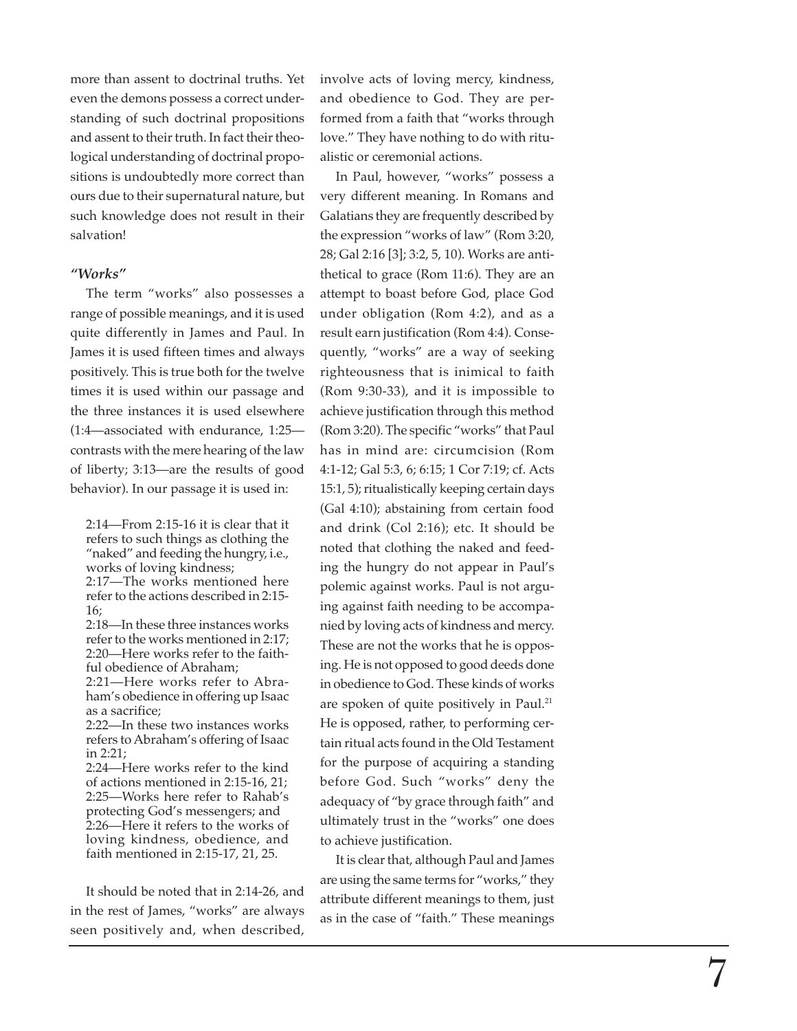more than assent to doctrinal truths. Yet even the demons possess a correct understanding of such doctrinal propositions and assent to their truth. In fact their theological understanding of doctrinal propositions is undoubtedly more correct than ours due to their supernatural nature, but such knowledge does not result in their salvation!

### *"Works"*

The term "works" also possesses a range of possible meanings, and it is used quite differently in James and Paul. In James it is used fifteen times and always positively. This is true both for the twelve times it is used within our passage and the three instances it is used elsewhere (1:4—associated with endurance, 1:25—contrasts with the mere hearing of the law of liberty; 3:13—are the results of good behavior). In our passage it is used in:

> 2:14—From 2:15-16 it is clear that it refers to such things as clothing the "naked" and feeding the hungry, i.e., works of loving kindness;
> 2:17—The works mentioned here refer to the actions described in 2:15-16;
> 2:18—In these three instances works refer to the works mentioned in 2:17;
> 2:20—Here works refer to the faithful obedience of Abraham;
> 2:21—Here works refer to Abraham's obedience in offering up Isaac as a sacrifice;
> 2:22—In these two instances works refers to Abraham's offering of Isaac in 2:21;
> 2:24—Here works refer to the kind of actions mentioned in 2:15-16, 21;
> 2:25—Works here refer to Rahab's protecting God's messengers; and
> 2:26—Here it refers to the works of loving kindness, obedience, and faith mentioned in 2:15-17, 21, 25.

It should be noted that in 2:14-26, and in the rest of James, "works" are always seen positively and, when described, involve acts of loving mercy, kindness, and obedience to God. They are performed from a faith that "works through love." They have nothing to do with ritualistic or ceremonial actions.

In Paul, however, "works" possess a very different meaning. In Romans and Galatians they are frequently described by the expression "works of law" (Rom 3:20, 28; Gal 2:16 [3]; 3:2, 5, 10). Works are antithetical to grace (Rom 11:6). They are an attempt to boast before God, place God under obligation (Rom 4:2), and as a result earn justification (Rom 4:4). Consequently, "works" are a way of seeking righteousness that is inimical to faith (Rom 9:30-33), and it is impossible to achieve justification through this method (Rom 3:20). The specific "works" that Paul has in mind are: circumcision (Rom 4:1-12; Gal 5:3, 6; 6:15; 1 Cor 7:19; cf. Acts 15:1, 5); ritualistically keeping certain days (Gal 4:10); abstaining from certain food and drink (Col 2:16); etc. It should be noted that clothing the naked and feeding the hungry do not appear in Paul's polemic against works. Paul is not arguing against faith needing to be accompanied by loving acts of kindness and mercy. These are not the works that he is opposing. He is not opposed to good deeds done in obedience to God. These kinds of works are spoken of quite positively in Paul.[21] He is opposed, rather, to performing certain ritual acts found in the Old Testament for the purpose of acquiring a standing before God. Such "works" deny the adequacy of "by grace through faith" and ultimately trust in the "works" one does to achieve justification.

It is clear that, although Paul and James are using the same terms for "works," they attribute different meanings to them, just as in the case of "faith." These meanings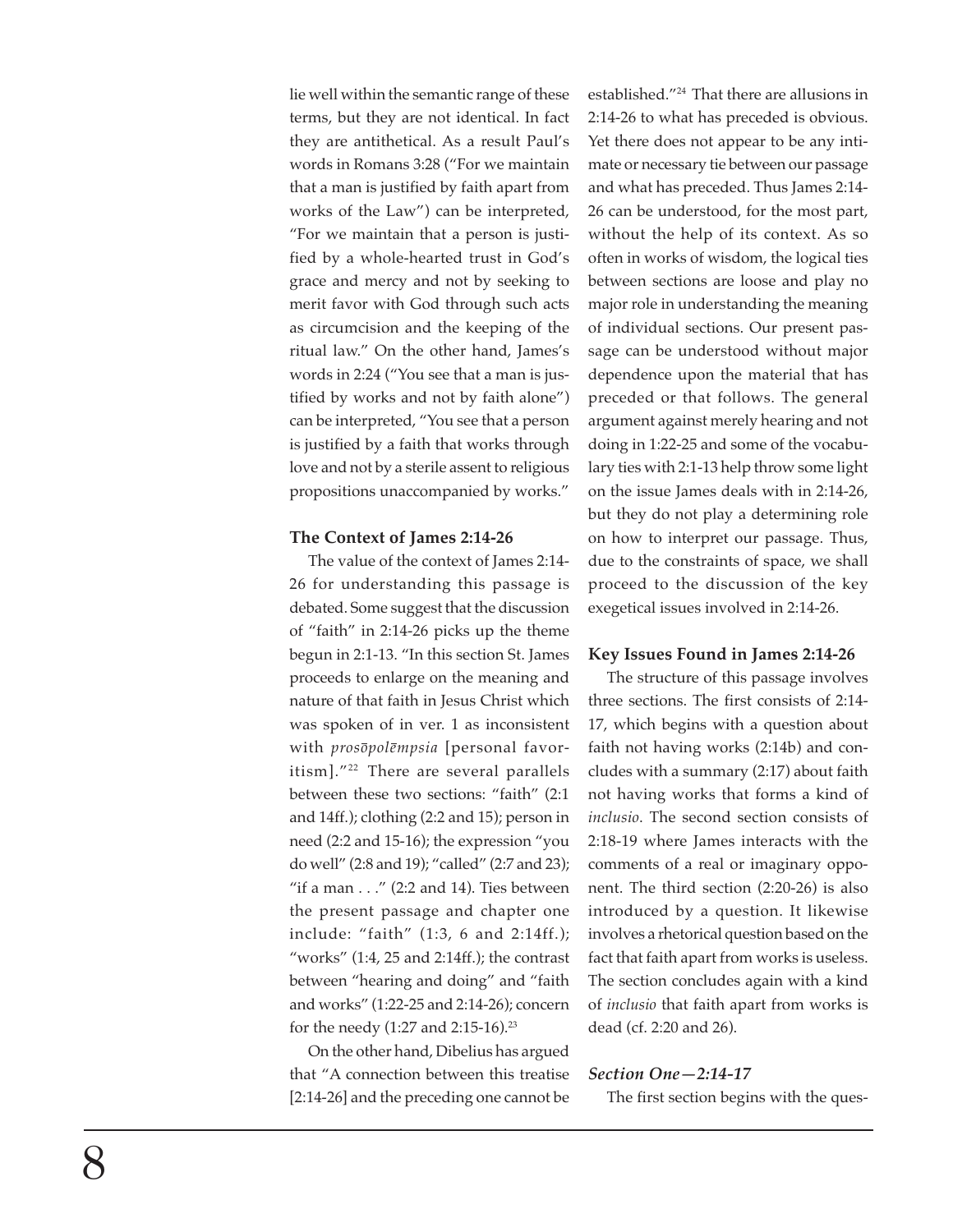lie well within the semantic range of these terms, but they are not identical. In fact they are antithetical. As a result Paul's words in Romans 3:28 ("For we maintain that a man is justified by faith apart from works of the Law") can be interpreted, "For we maintain that a person is justified by a whole-hearted trust in God's grace and mercy and not by seeking to merit favor with God through such acts as circumcision and the keeping of the ritual law." On the other hand, James's words in 2:24 ("You see that a man is justified by works and not by faith alone") can be interpreted, "You see that a person is justified by a faith that works through love and not by a sterile assent to religious propositions unaccompanied by works."

### The Context of James 2:14-26

The value of the context of James 2:14-26 for understanding this passage is debated. Some suggest that the discussion of "faith" in 2:14-26 picks up the theme begun in 2:1-13. "In this section St. James proceeds to enlarge on the meaning and nature of that faith in Jesus Christ which was spoken of in ver. 1 as inconsistent with *prosōpolēmpsia* [personal favoritism]."[22] There are several parallels between these two sections: "faith" (2:1 and 14ff.); clothing (2:2 and 15); person in need (2:2 and 15-16); the expression "you do well" (2:8 and 19); "called" (2:7 and 23); "if a man . . ." (2:2 and 14). Ties between the present passage and chapter one include: "faith" (1:3, 6 and 2:14ff.); "works" (1:4, 25 and 2:14ff.); the contrast between "hearing and doing" and "faith and works" (1:22-25 and 2:14-26); concern for the needy (1:27 and 2:15-16).[23]

On the other hand, Dibelius has argued that "A connection between this treatise [2:14-26] and the preceding one cannot be established."[24] That there are allusions in 2:14-26 to what has preceded is obvious. Yet there does not appear to be any intimate or necessary tie between our passage and what has preceded. Thus James 2:14-26 can be understood, for the most part, without the help of its context. As so often in works of wisdom, the logical ties between sections are loose and play no major role in understanding the meaning of individual sections. Our present passage can be understood without major dependence upon the material that has preceded or that follows. The general argument against merely hearing and not doing in 1:22-25 and some of the vocabulary ties with 2:1-13 help throw some light on the issue James deals with in 2:14-26, but they do not play a determining role on how to interpret our passage. Thus, due to the constraints of space, we shall proceed to the discussion of the key exegetical issues involved in 2:14-26.

### Key Issues Found in James 2:14-26

The structure of this passage involves three sections. The first consists of 2:14-17, which begins with a question about faith not having works (2:14b) and concludes with a summary (2:17) about faith not having works that forms a kind of *inclusio*. The second section consists of 2:18-19 where James interacts with the comments of a real or imaginary opponent. The third section (2:20-26) is also introduced by a question. It likewise involves a rhetorical question based on the fact that faith apart from works is useless. The section concludes again with a kind of *inclusio* that faith apart from works is dead (cf. 2:20 and 26).

#### *Section One—2:14-17*

The first section begins with the ques-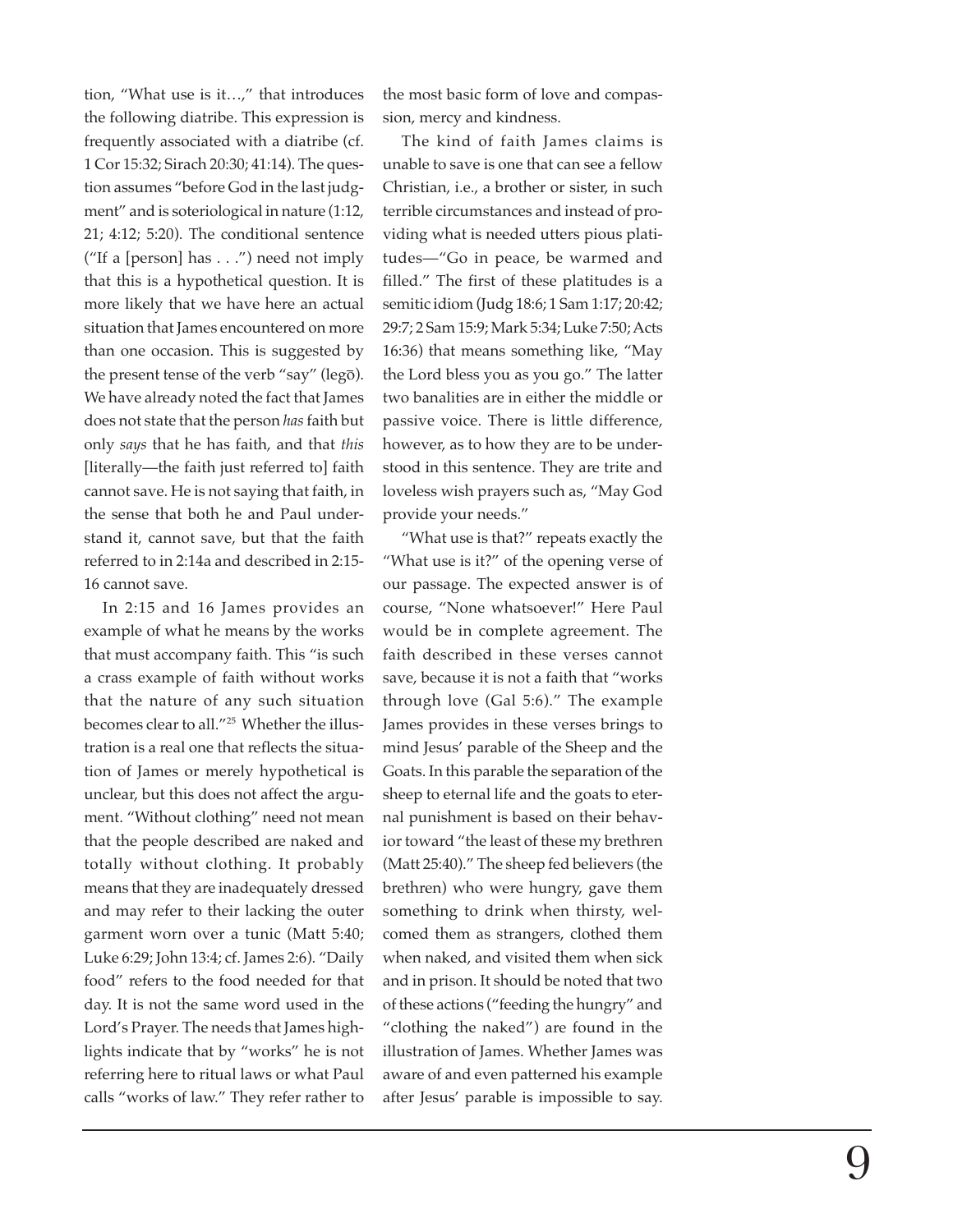tion, "What use is it…," that introduces the following diatribe. This expression is frequently associated with a diatribe (cf. 1 Cor 15:32; Sirach 20:30; 41:14). The question assumes "before God in the last judgment" and is soteriological in nature (1:12, 21; 4:12; 5:20). The conditional sentence ("If a [person] has . . .") need not imply that this is a hypothetical question. It is more likely that we have here an actual situation that James encountered on more than one occasion. This is suggested by the present tense of the verb "say" (legō). We have already noted the fact that James does not state that the person *has* faith but only *says* that he has faith, and that *this* [literally—the faith just referred to] faith cannot save. He is not saying that faith, in the sense that both he and Paul understand it, cannot save, but that the faith referred to in 2:14a and described in 2:15-16 cannot save.

In 2:15 and 16 James provides an example of what he means by the works that must accompany faith. This "is such a crass example of faith without works that the nature of any such situation becomes clear to all."[25] Whether the illustration is a real one that reflects the situation of James or merely hypothetical is unclear, but this does not affect the argument. "Without clothing" need not mean that the people described are naked and totally without clothing. It probably means that they are inadequately dressed and may refer to their lacking the outer garment worn over a tunic (Matt 5:40; Luke 6:29; John 13:4; cf. James 2:6). "Daily food" refers to the food needed for that day. It is not the same word used in the Lord's Prayer. The needs that James highlights indicate that by "works" he is not referring here to ritual laws or what Paul calls "works of law." They refer rather to the most basic form of love and compassion, mercy and kindness.

The kind of faith James claims is unable to save is one that can see a fellow Christian, i.e., a brother or sister, in such terrible circumstances and instead of providing what is needed utters pious platitudes—"Go in peace, be warmed and filled." The first of these platitudes is a semitic idiom (Judg 18:6; 1 Sam 1:17; 20:42; 29:7; 2 Sam 15:9; Mark 5:34; Luke 7:50; Acts 16:36) that means something like, "May the Lord bless you as you go." The latter two banalities are in either the middle or passive voice. There is little difference, however, as to how they are to be understood in this sentence. They are trite and loveless wish prayers such as, "May God provide your needs."

"What use is that?" repeats exactly the "What use is it?" of the opening verse of our passage. The expected answer is of course, "None whatsoever!" Here Paul would be in complete agreement. The faith described in these verses cannot save, because it is not a faith that "works through love (Gal 5:6)." The example James provides in these verses brings to mind Jesus' parable of the Sheep and the Goats. In this parable the separation of the sheep to eternal life and the goats to eternal punishment is based on their behavior toward "the least of these my brethren (Matt 25:40)." The sheep fed believers (the brethren) who were hungry, gave them something to drink when thirsty, welcomed them as strangers, clothed them when naked, and visited them when sick and in prison. It should be noted that two of these actions ("feeding the hungry" and "clothing the naked") are found in the illustration of James. Whether James was aware of and even patterned his example after Jesus' parable is impossible to say.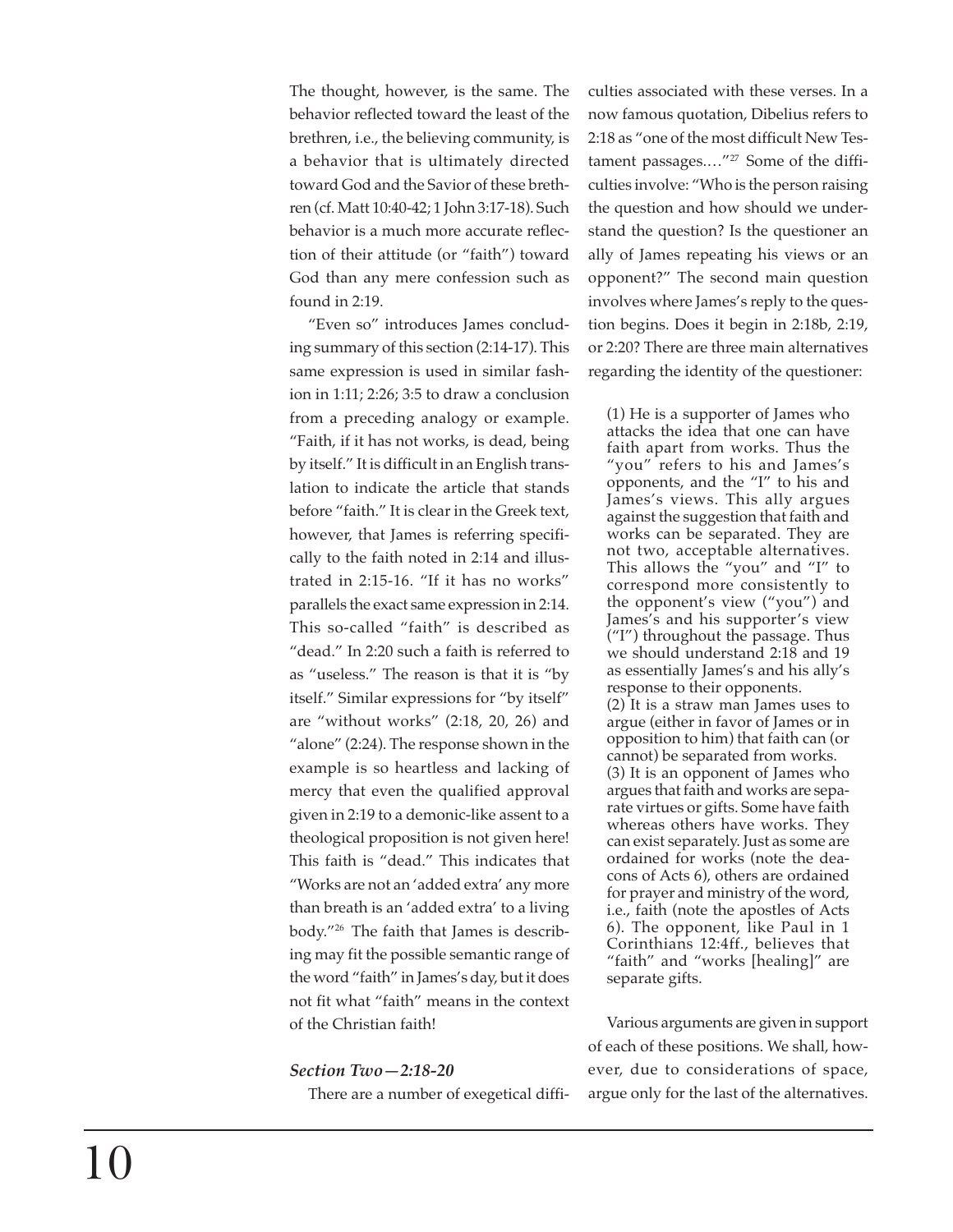The thought, however, is the same. The behavior reflected toward the least of the brethren, i.e., the believing community, is a behavior that is ultimately directed toward God and the Savior of these brethren (cf. Matt 10:40-42; 1 John 3:17-18). Such behavior is a much more accurate reflection of their attitude (or "faith") toward God than any mere confession such as found in 2:19.

"Even so" introduces James concluding summary of this section (2:14-17). This same expression is used in similar fashion in 1:11; 2:26; 3:5 to draw a conclusion from a preceding analogy or example. "Faith, if it has not works, is dead, being by itself." It is difficult in an English translation to indicate the article that stands before "faith." It is clear in the Greek text, however, that James is referring specifically to the faith noted in 2:14 and illustrated in 2:15-16. "If it has no works" parallels the exact same expression in 2:14. This so-called "faith" is described as "dead." In 2:20 such a faith is referred to as "useless." The reason is that it is "by itself." Similar expressions for "by itself" are "without works" (2:18, 20, 26) and "alone" (2:24). The response shown in the example is so heartless and lacking of mercy that even the qualified approval given in 2:19 to a demonic-like assent to a theological proposition is not given here! This faith is "dead." This indicates that "Works are not an 'added extra' any more than breath is an 'added extra' to a living body."[26] The faith that James is describing may fit the possible semantic range of the word "faith" in James's day, but it does not fit what "faith" means in the context of the Christian faith!

### *Section Two—2:18-20*

There are a number of exegetical difficulties associated with these verses. In a now famous quotation, Dibelius refers to 2:18 as "one of the most difficult New Testament passages...."[27] Some of the difficulties involve: "Who is the person raising the question and how should we understand the question? Is the questioner an ally of James repeating his views or an opponent?" The second main question involves where James's reply to the question begins. Does it begin in 2:18b, 2:19, or 2:20? There are three main alternatives regarding the identity of the questioner:

> (1) He is a supporter of James who attacks the idea that one can have faith apart from works. Thus the "you" refers to his and James's opponents, and the "I" to his and James's views. This ally argues against the suggestion that faith and works can be separated. They are not two, acceptable alternatives. This allows the "you" and "I" to correspond more consistently to the opponent's view ("you") and James's and his supporter's view ("I") throughout the passage. Thus we should understand 2:18 and 19 as essentially James's and his ally's response to their opponents.
> (2) It is a straw man James uses to argue (either in favor of James or in opposition to him) that faith can (or cannot) be separated from works.
> (3) It is an opponent of James who argues that faith and works are separate virtues or gifts. Some have faith whereas others have works. They can exist separately. Just as some are ordained for works (note the deacons of Acts 6), others are ordained for prayer and ministry of the word, i.e., faith (note the apostles of Acts 6). The opponent, like Paul in 1 Corinthians 12:4ff., believes that "faith" and "works [healing]" are separate gifts.

Various arguments are given in support of each of these positions. We shall, however, due to considerations of space, argue only for the last of the alternatives.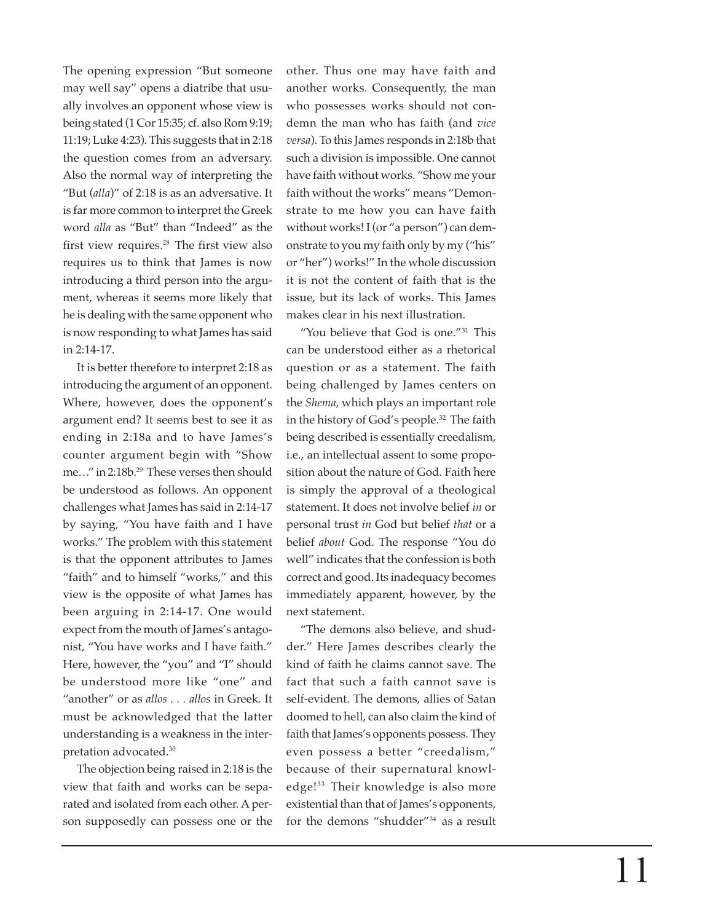The opening expression "But someone may well say" opens a diatribe that usually involves an opponent whose view is being stated (1 Cor 15:35; cf. also Rom 9:19; 11:19; Luke 4:23). This suggests that in 2:18 the question comes from an adversary. Also the normal way of interpreting the "But (*alla*)" of 2:18 is as an adversative. It is far more common to interpret the Greek word *alla* as "But" than "Indeed" as the first view requires.[28] The first view also requires us to think that James is now introducing a third person into the argument, whereas it seems more likely that he is dealing with the same opponent who is now responding to what James has said in 2:14-17.

It is better therefore to interpret 2:18 as introducing the argument of an opponent. Where, however, does the opponent's argument end? It seems best to see it as ending in 2:18a and to have James's counter argument begin with "Show me…" in 2:18b.[29] These verses then should be understood as follows. An opponent challenges what James has said in 2:14-17 by saying, "You have faith and I have works." The problem with this statement is that the opponent attributes to James "faith" and to himself "works," and this view is the opposite of what James has been arguing in 2:14-17. One would expect from the mouth of James's antagonist, "You have works and I have faith." Here, however, the "you" and "I" should be understood more like "one" and "another" or as *allos . . . allos* in Greek. It must be acknowledged that the latter understanding is a weakness in the interpretation advocated.[30]

The objection being raised in 2:18 is the view that faith and works can be separated and isolated from each other. A person supposedly can possess one or the other. Thus one may have faith and another works. Consequently, the man who possesses works should not condemn the man who has faith (and *vice versa*). To this James responds in 2:18b that such a division is impossible. One cannot have faith without works. "Show me your faith without the works" means "Demonstrate to me how you can have faith without works! I (or "a person") can demonstrate to you my faith only by my ("his" or "her") works!" In the whole discussion it is not the content of faith that is the issue, but its lack of works. This James makes clear in his next illustration.

"You believe that God is one."[31] This can be understood either as a rhetorical question or as a statement. The faith being challenged by James centers on the *Shema*, which plays an important role in the history of God's people.[32] The faith being described is essentially creedalism, i.e., an intellectual assent to some proposition about the nature of God. Faith here is simply the approval of a theological statement. It does not involve belief *in* or personal trust *in* God but belief *that* or a belief *about* God. The response "You do well" indicates that the confession is both correct and good. Its inadequacy becomes immediately apparent, however, by the next statement.

"The demons also believe, and shudder." Here James describes clearly the kind of faith he claims cannot save. The fact that such a faith cannot save is self-evident. The demons, allies of Satan doomed to hell, can also claim the kind of faith that James's opponents possess. They even possess a better "creedalism," because of their supernatural knowledge![33] Their knowledge is also more existential than that of James's opponents, for the demons "shudder"[34] as a result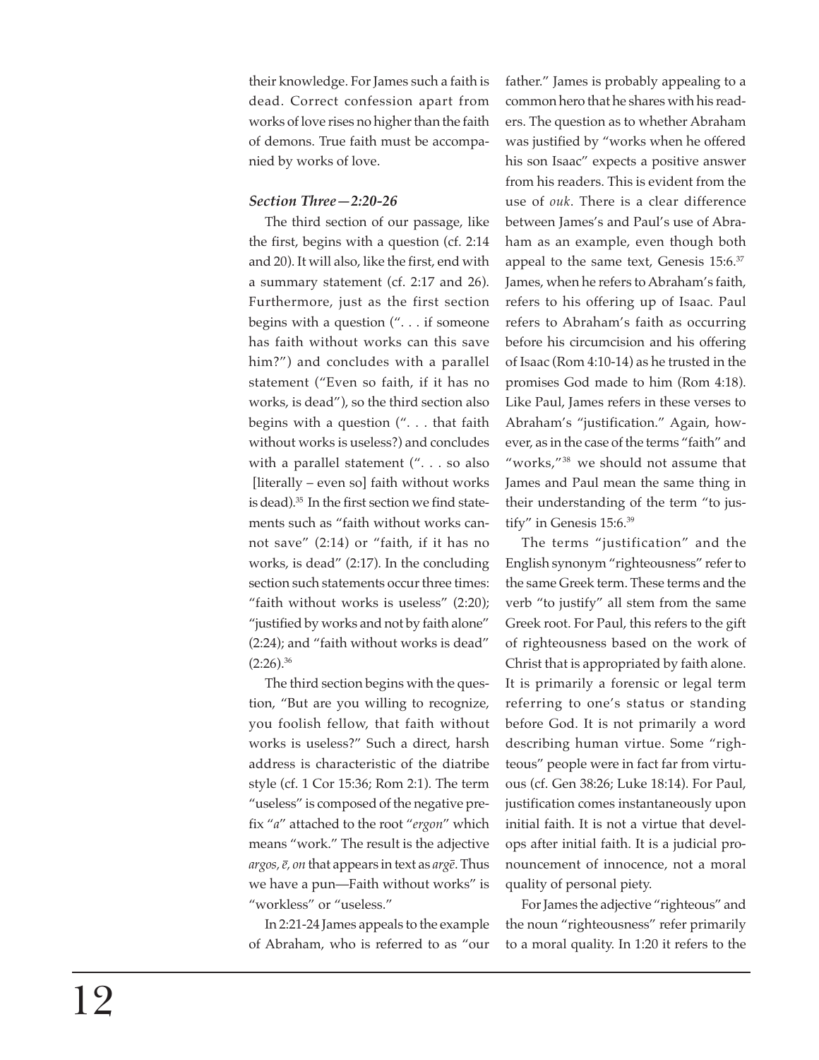their knowledge. For James such a faith is dead. Correct confession apart from works of love rises no higher than the faith of demons. True faith must be accompanied by works of love.

***Section Three—2:20-26***

The third section of our passage, like the first, begins with a question (cf. 2:14 and 20). It will also, like the first, end with a summary statement (cf. 2:17 and 26). Furthermore, just as the first section begins with a question (". . . if someone has faith without works can this save him?") and concludes with a parallel statement ("Even so faith, if it has no works, is dead"), so the third section also begins with a question (". . . that faith without works is useless?) and concludes with a parallel statement (". . . so also [literally – even so] faith without works is dead).[35] In the first section we find statements such as "faith without works cannot save" (2:14) or "faith, if it has no works, is dead" (2:17). In the concluding section such statements occur three times: "faith without works is useless" (2:20); "justified by works and not by faith alone" (2:24); and "faith without works is dead" (2:26).[36]

The third section begins with the question, "But are you willing to recognize, you foolish fellow, that faith without works is useless?" Such a direct, harsh address is characteristic of the diatribe style (cf. 1 Cor 15:36; Rom 2:1). The term "useless" is composed of the negative prefix "*a*" attached to the root "*ergon*" which means "work." The result is the adjective *argos, ē, on* that appears in text as *argē*. Thus we have a pun—Faith without works" is "workless" or "useless."

In 2:21-24 James appeals to the example of Abraham, who is referred to as "our father." James is probably appealing to a common hero that he shares with his readers. The question as to whether Abraham was justified by "works when he offered his son Isaac" expects a positive answer from his readers. This is evident from the use of *ouk*. There is a clear difference between James's and Paul's use of Abraham as an example, even though both appeal to the same text, Genesis 15:6.[37] James, when he refers to Abraham's faith, refers to his offering up of Isaac. Paul refers to Abraham's faith as occurring before his circumcision and his offering of Isaac (Rom 4:10-14) as he trusted in the promises God made to him (Rom 4:18). Like Paul, James refers in these verses to Abraham's "justification." Again, however, as in the case of the terms "faith" and "works,"[38] we should not assume that James and Paul mean the same thing in their understanding of the term "to justify" in Genesis 15:6.[39]

The terms "justification" and the English synonym "righteousness" refer to the same Greek term. These terms and the verb "to justify" all stem from the same Greek root. For Paul, this refers to the gift of righteousness based on the work of Christ that is appropriated by faith alone. It is primarily a forensic or legal term referring to one's status or standing before God. It is not primarily a word describing human virtue. Some "righteous" people were in fact far from virtuous (cf. Gen 38:26; Luke 18:14). For Paul, justification comes instantaneously upon initial faith. It is not a virtue that develops after initial faith. It is a judicial pronouncement of innocence, not a moral quality of personal piety.

For James the adjective "righteous" and the noun "righteousness" refer primarily to a moral quality. In 1:20 it refers to the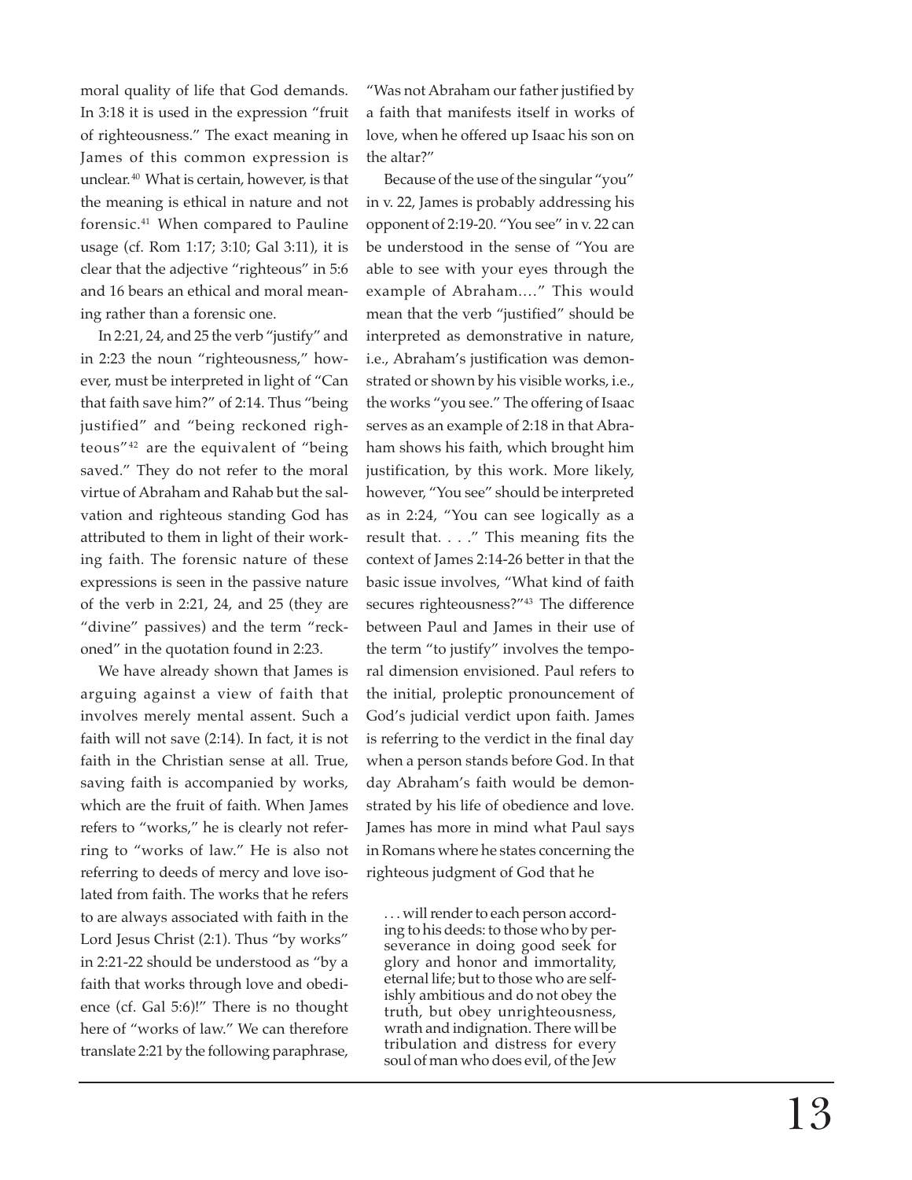moral quality of life that God demands. In 3:18 it is used in the expression "fruit of righteousness." The exact meaning in James of this common expression is unclear.[40] What is certain, however, is that the meaning is ethical in nature and not forensic.[41] When compared to Pauline usage (cf. Rom 1:17; 3:10; Gal 3:11), it is clear that the adjective "righteous" in 5:6 and 16 bears an ethical and moral meaning rather than a forensic one.

In 2:21, 24, and 25 the verb "justify" and in 2:23 the noun "righteousness," however, must be interpreted in light of "Can that faith save him?" of 2:14. Thus "being justified" and "being reckoned righteous"[42] are the equivalent of "being saved." They do not refer to the moral virtue of Abraham and Rahab but the salvation and righteous standing God has attributed to them in light of their working faith. The forensic nature of these expressions is seen in the passive nature of the verb in 2:21, 24, and 25 (they are "divine" passives) and the term "reckoned" in the quotation found in 2:23.

We have already shown that James is arguing against a view of faith that involves merely mental assent. Such a faith will not save (2:14). In fact, it is not faith in the Christian sense at all. True, saving faith is accompanied by works, which are the fruit of faith. When James refers to "works," he is clearly not referring to "works of law." He is also not referring to deeds of mercy and love isolated from faith. The works that he refers to are always associated with faith in the Lord Jesus Christ (2:1). Thus "by works" in 2:21-22 should be understood as "by a faith that works through love and obedience (cf. Gal 5:6)!" There is no thought here of "works of law." We can therefore translate 2:21 by the following paraphrase, "Was not Abraham our father justified by a faith that manifests itself in works of love, when he offered up Isaac his son on the altar?"

Because of the use of the singular "you" in v. 22, James is probably addressing his opponent of 2:19-20. "You see" in v. 22 can be understood in the sense of "You are able to see with your eyes through the example of Abraham…." This would mean that the verb "justified" should be interpreted as demonstrative in nature, i.e., Abraham's justification was demonstrated or shown by his visible works, i.e., the works "you see." The offering of Isaac serves as an example of 2:18 in that Abraham shows his faith, which brought him justification, by this work. More likely, however, "You see" should be interpreted as in 2:24, "You can see logically as a result that. . . ." This meaning fits the context of James 2:14-26 better in that the basic issue involves, "What kind of faith secures righteousness?"[43] The difference between Paul and James in their use of the term "to justify" involves the temporal dimension envisioned. Paul refers to the initial, proleptic pronouncement of God's judicial verdict upon faith. James is referring to the verdict in the final day when a person stands before God. In that day Abraham's faith would be demonstrated by his life of obedience and love. James has more in mind what Paul says in Romans where he states concerning the righteous judgment of God that he

> . . . will render to each person according to his deeds: to those who by perseverance in doing good seek for glory and honor and immortality, eternal life; but to those who are selfishly ambitious and do not obey the truth, but obey unrighteousness, wrath and indignation. There will be tribulation and distress for every soul of man who does evil, of the Jew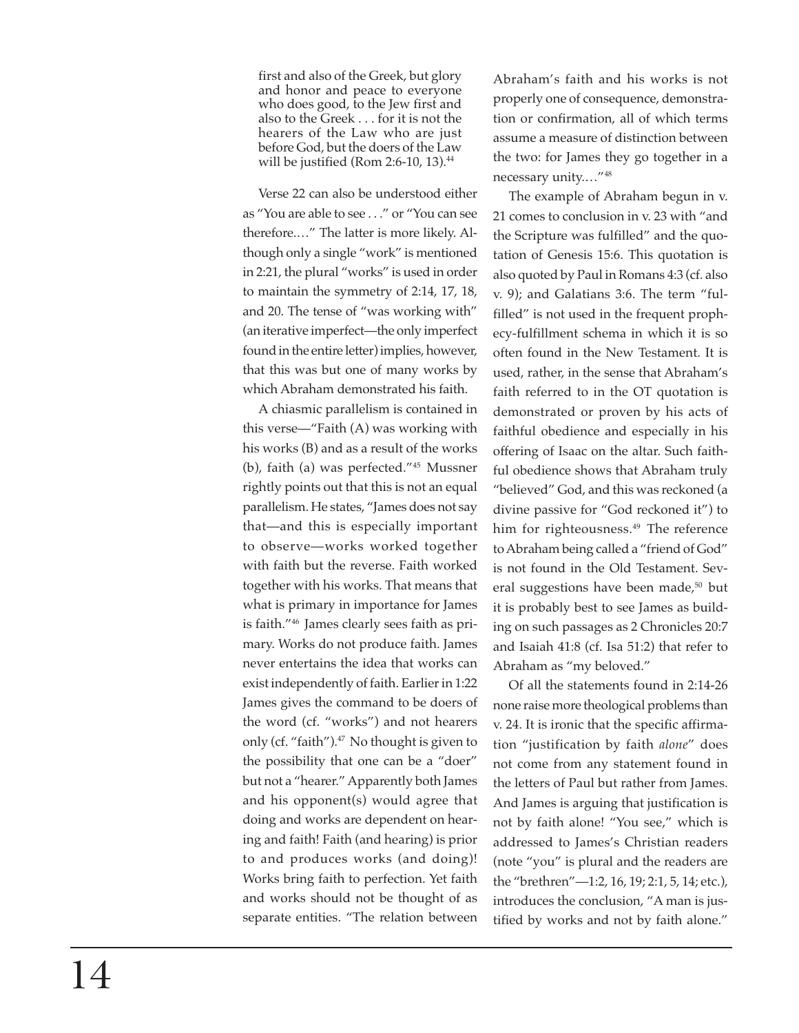> first and also of the Greek, but glory and honor and peace to everyone who does good, to the Jew first and also to the Greek . . . for it is not the hearers of the Law who are just before God, but the doers of the Law will be justified (Rom 2:6-10, 13).[44]

Verse 22 can also be understood either as "You are able to see . . ." or "You can see therefore.…" The latter is more likely. Although only a single "work" is mentioned in 2:21, the plural "works" is used in order to maintain the symmetry of 2:14, 17, 18, and 20. The tense of "was working with" (an iterative imperfect—the only imperfect found in the entire letter) implies, however, that this was but one of many works by which Abraham demonstrated his faith.

A chiasmic parallelism is contained in this verse—"Faith (A) was working with his works (B) and as a result of the works (b), faith (a) was perfected."[45] Mussner rightly points out that this is not an equal parallelism. He states, "James does not say that—and this is especially important to observe—works worked together with faith but the reverse. Faith worked together with his works. That means that what is primary in importance for James is faith."[46] James clearly sees faith as primary. Works do not produce faith. James never entertains the idea that works can exist independently of faith. Earlier in 1:22 James gives the command to be doers of the word (cf. "works") and not hearers only (cf. "faith").[47] No thought is given to the possibility that one can be a "doer" but not a "hearer." Apparently both James and his opponent(s) would agree that doing and works are dependent on hearing and faith! Faith (and hearing) is prior to and produces works (and doing)! Works bring faith to perfection. Yet faith and works should not be thought of as separate entities. "The relation between Abraham's faith and his works is not properly one of consequence, demonstration or confirmation, all of which terms assume a measure of distinction between the two: for James they go together in a necessary unity.…"[48]

The example of Abraham begun in v. 21 comes to conclusion in v. 23 with "and the Scripture was fulfilled" and the quotation of Genesis 15:6. This quotation is also quoted by Paul in Romans 4:3 (cf. also v. 9); and Galatians 3:6. The term "fulfilled" is not used in the frequent prophecy-fulfillment schema in which it is so often found in the New Testament. It is used, rather, in the sense that Abraham's faith referred to in the OT quotation is demonstrated or proven by his acts of faithful obedience and especially in his offering of Isaac on the altar. Such faithful obedience shows that Abraham truly "believed" God, and this was reckoned (a divine passive for "God reckoned it") to him for righteousness.[49] The reference to Abraham being called a "friend of God" is not found in the Old Testament. Several suggestions have been made,[50] but it is probably best to see James as building on such passages as 2 Chronicles 20:7 and Isaiah 41:8 (cf. Isa 51:2) that refer to Abraham as "my beloved."

Of all the statements found in 2:14-26 none raise more theological problems than v. 24. It is ironic that the specific affirmation "justification by faith *alone*" does not come from any statement found in the letters of Paul but rather from James. And James is arguing that justification is not by faith alone! "You see," which is addressed to James's Christian readers (note "you" is plural and the readers are the "brethren"—1:2, 16, 19; 2:1, 5, 14; etc.), introduces the conclusion, "A man is justified by works and not by faith alone."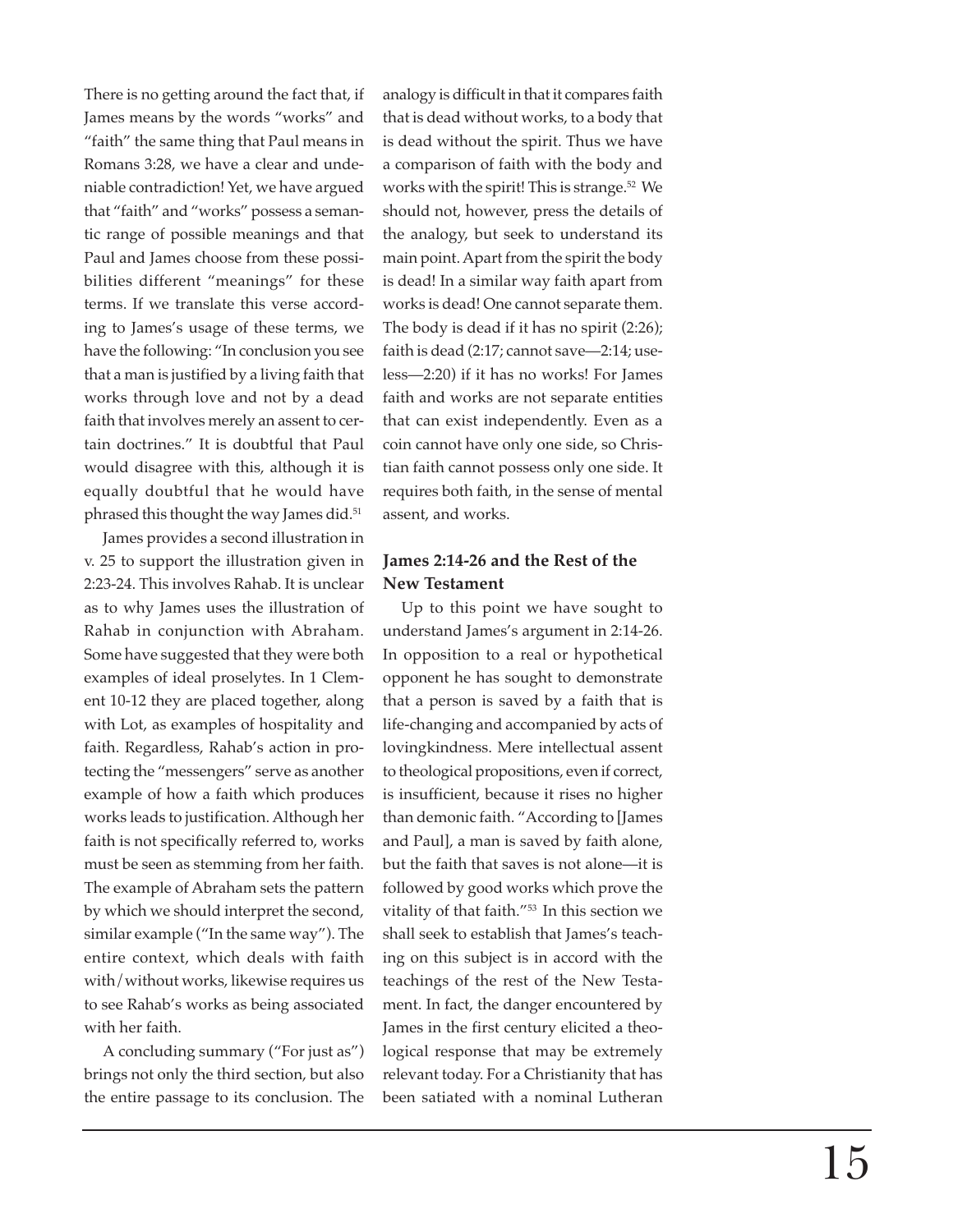There is no getting around the fact that, if James means by the words "works" and "faith" the same thing that Paul means in Romans 3:28, we have a clear and undeniable contradiction! Yet, we have argued that "faith" and "works" possess a semantic range of possible meanings and that Paul and James choose from these possibilities different "meanings" for these terms. If we translate this verse according to James's usage of these terms, we have the following: "In conclusion you see that a man is justified by a living faith that works through love and not by a dead faith that involves merely an assent to certain doctrines." It is doubtful that Paul would disagree with this, although it is equally doubtful that he would have phrased this thought the way James did.[51]

James provides a second illustration in v. 25 to support the illustration given in 2:23-24. This involves Rahab. It is unclear as to why James uses the illustration of Rahab in conjunction with Abraham. Some have suggested that they were both examples of ideal proselytes. In 1 Clement 10-12 they are placed together, along with Lot, as examples of hospitality and faith. Regardless, Rahab's action in protecting the "messengers" serve as another example of how a faith which produces works leads to justification. Although her faith is not specifically referred to, works must be seen as stemming from her faith. The example of Abraham sets the pattern by which we should interpret the second, similar example ("In the same way"). The entire context, which deals with faith with/without works, likewise requires us to see Rahab's works as being associated with her faith.

A concluding summary ("For just as") brings not only the third section, but also the entire passage to its conclusion. The analogy is difficult in that it compares faith that is dead without works, to a body that is dead without the spirit. Thus we have a comparison of faith with the body and works with the spirit! This is strange.[52] We should not, however, press the details of the analogy, but seek to understand its main point. Apart from the spirit the body is dead! In a similar way faith apart from works is dead! One cannot separate them. The body is dead if it has no spirit (2:26); faith is dead (2:17; cannot save—2:14; useless—2:20) if it has no works! For James faith and works are not separate entities that can exist independently. Even as a coin cannot have only one side, so Christian faith cannot possess only one side. It requires both faith, in the sense of mental assent, and works.

### James 2:14-26 and the Rest of the New Testament

Up to this point we have sought to understand James's argument in 2:14-26. In opposition to a real or hypothetical opponent he has sought to demonstrate that a person is saved by a faith that is life-changing and accompanied by acts of lovingkindness. Mere intellectual assent to theological propositions, even if correct, is insufficient, because it rises no higher than demonic faith. "According to [James and Paul], a man is saved by faith alone, but the faith that saves is not alone—it is followed by good works which prove the vitality of that faith."[53] In this section we shall seek to establish that James's teaching on this subject is in accord with the teachings of the rest of the New Testament. In fact, the danger encountered by James in the first century elicited a theological response that may be extremely relevant today. For a Christianity that has been satiated with a nominal Lutheran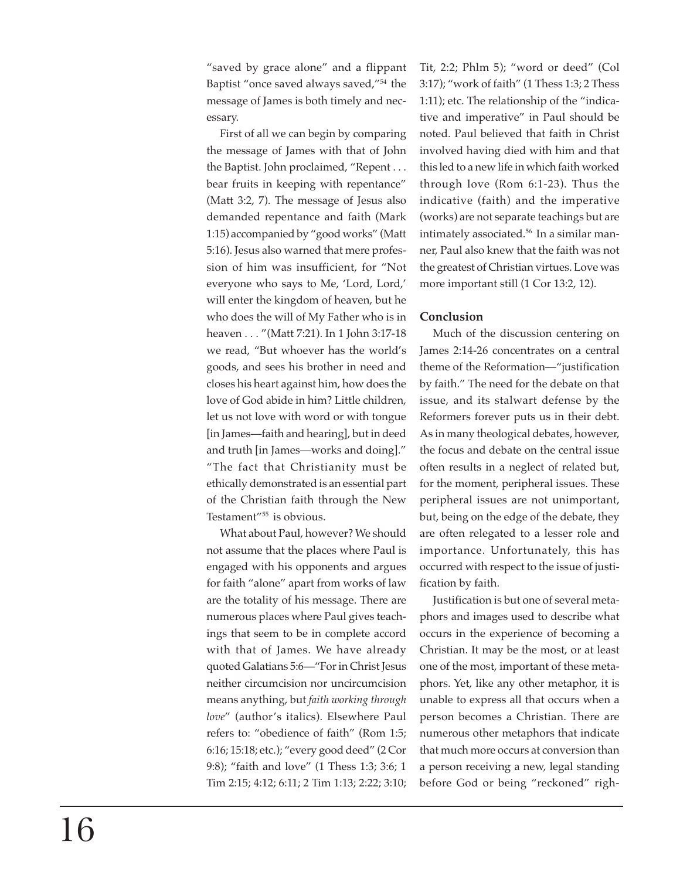"saved by grace alone" and a flippant Baptist "once saved always saved,"[54] the message of James is both timely and necessary.

First of all we can begin by comparing the message of James with that of John the Baptist. John proclaimed, "Repent . . . bear fruits in keeping with repentance" (Matt 3:2, 7). The message of Jesus also demanded repentance and faith (Mark 1:15) accompanied by "good works" (Matt 5:16). Jesus also warned that mere profession of him was insufficient, for "Not everyone who says to Me, 'Lord, Lord,' will enter the kingdom of heaven, but he who does the will of My Father who is in heaven . . . "(Matt 7:21). In 1 John 3:17-18 we read, "But whoever has the world's goods, and sees his brother in need and closes his heart against him, how does the love of God abide in him? Little children, let us not love with word or with tongue [in James—faith and hearing], but in deed and truth [in James—works and doing]." "The fact that Christianity must be ethically demonstrated is an essential part of the Christian faith through the New Testament"[55] is obvious.

What about Paul, however? We should not assume that the places where Paul is engaged with his opponents and argues for faith "alone" apart from works of law are the totality of his message. There are numerous places where Paul gives teachings that seem to be in complete accord with that of James. We have already quoted Galatians 5:6—"For in Christ Jesus neither circumcision nor uncircumcision means anything, but *faith working through love*" (author's italics). Elsewhere Paul refers to: "obedience of faith" (Rom 1:5; 6:16; 15:18; etc.); "every good deed" (2 Cor 9:8); "faith and love" (1 Thess 1:3; 3:6; 1 Tim 2:15; 4:12; 6:11; 2 Tim 1:13; 2:22; 3:10; Tit, 2:2; Phlm 5); "word or deed" (Col 3:17); "work of faith" (1 Thess 1:3; 2 Thess 1:11); etc. The relationship of the "indicative and imperative" in Paul should be noted. Paul believed that faith in Christ involved having died with him and that this led to a new life in which faith worked through love (Rom 6:1-23). Thus the indicative (faith) and the imperative (works) are not separate teachings but are intimately associated.[56] In a similar manner, Paul also knew that the faith was not the greatest of Christian virtues. Love was more important still (1 Cor 13:2, 12).

**Conclusion**

Much of the discussion centering on James 2:14-26 concentrates on a central theme of the Reformation—"justification by faith." The need for the debate on that issue, and its stalwart defense by the Reformers forever puts us in their debt. As in many theological debates, however, the focus and debate on the central issue often results in a neglect of related but, for the moment, peripheral issues. These peripheral issues are not unimportant, but, being on the edge of the debate, they are often relegated to a lesser role and importance. Unfortunately, this has occurred with respect to the issue of justification by faith.

Justification is but one of several metaphors and images used to describe what occurs in the experience of becoming a Christian. It may be the most, or at least one of the most, important of these metaphors. Yet, like any other metaphor, it is unable to express all that occurs when a person becomes a Christian. There are numerous other metaphors that indicate that much more occurs at conversion than a person receiving a new, legal standing before God or being "reckoned" righ-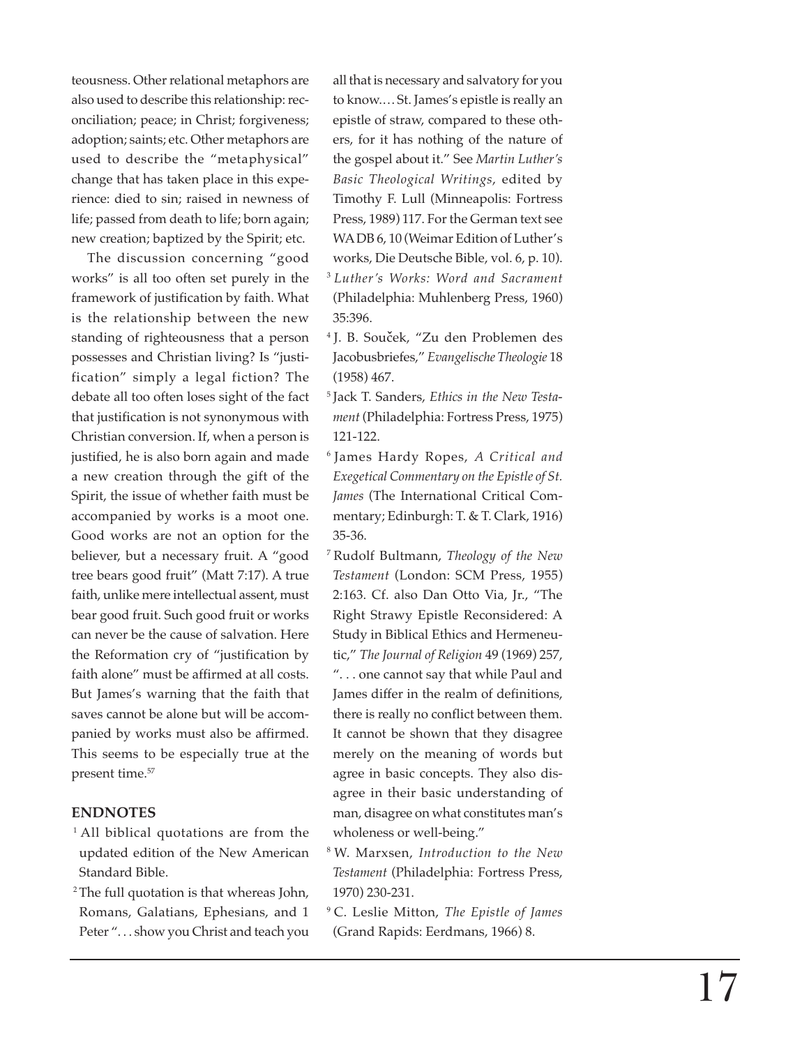teousness. Other relational metaphors are also used to describe this relationship: reconciliation; peace; in Christ; forgiveness; adoption; saints; etc. Other metaphors are used to describe the "metaphysical" change that has taken place in this experience: died to sin; raised in newness of life; passed from death to life; born again; new creation; baptized by the Spirit; etc.

The discussion concerning "good works" is all too often set purely in the framework of justification by faith. What is the relationship between the new standing of righteousness that a person possesses and Christian living? Is "justification" simply a legal fiction? The debate all too often loses sight of the fact that justification is not synonymous with Christian conversion. If, when a person is justified, he is also born again and made a new creation through the gift of the Spirit, the issue of whether faith must be accompanied by works is a moot one. Good works are not an option for the believer, but a necessary fruit. A "good tree bears good fruit" (Matt 7:17). A true faith, unlike mere intellectual assent, must bear good fruit. Such good fruit or works can never be the cause of salvation. Here the Reformation cry of "justification by faith alone" must be affirmed at all costs. But James's warning that the faith that saves cannot be alone but will be accompanied by works must also be affirmed. This seems to be especially true at the present time.[57]

## ENDNOTES

[1] All biblical quotations are from the updated edition of the New American Standard Bible.

[2] The full quotation is that whereas John, Romans, Galatians, Ephesians, and 1 Peter ". . . show you Christ and teach you all that is necessary and salvatory for you to know.… St. James's epistle is really an epistle of straw, compared to these others, for it has nothing of the nature of the gospel about it." See *Martin Luther's Basic Theological Writings*, edited by Timothy F. Lull (Minneapolis: Fortress Press, 1989) 117. For the German text see WA DB 6, 10 (Weimar Edition of Luther's works, Die Deutsche Bible, vol. 6, p. 10).

[3] *Luther's Works: Word and Sacrament* (Philadelphia: Muhlenberg Press, 1960) 35:396.

[4] J. B. Souček, "Zu den Problemen des Jacobusbriefes," *Evangelische Theologie* 18 (1958) 467.

[5] Jack T. Sanders, *Ethics in the New Testament* (Philadelphia: Fortress Press, 1975) 121-122.

[6] James Hardy Ropes, *A Critical and Exegetical Commentary on the Epistle of St. James* (The International Critical Commentary; Edinburgh: T. & T. Clark, 1916) 35-36.

[7] Rudolf Bultmann, *Theology of the New Testament* (London: SCM Press, 1955) 2:163. Cf. also Dan Otto Via, Jr., "The Right Strawy Epistle Reconsidered: A Study in Biblical Ethics and Hermeneutic," *The Journal of Religion* 49 (1969) 257, ". . . one cannot say that while Paul and James differ in the realm of definitions, there is really no conflict between them. It cannot be shown that they disagree merely on the meaning of words but agree in basic concepts. They also disagree in their basic understanding of man, disagree on what constitutes man's wholeness or well-being."

[8] W. Marxsen, *Introduction to the New Testament* (Philadelphia: Fortress Press, 1970) 230-231.

[9] C. Leslie Mitton, *The Epistle of James* (Grand Rapids: Eerdmans, 1966) 8.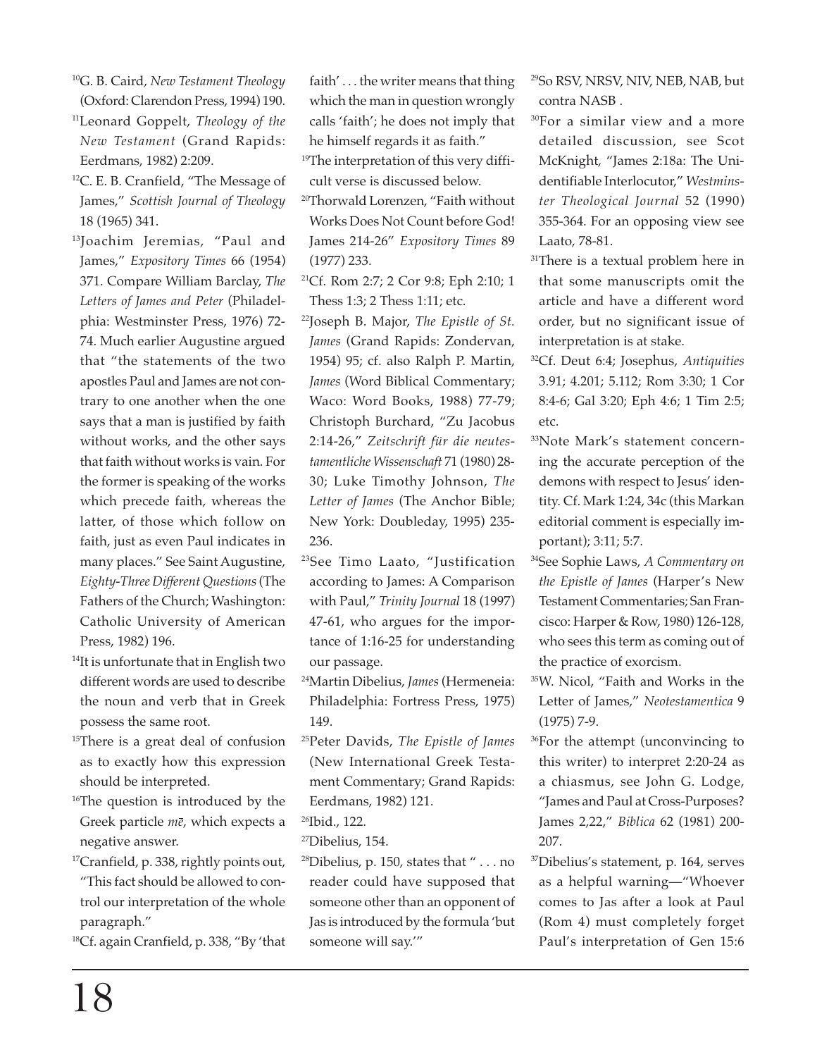[10]G. B. Caird, *New Testament Theology* (Oxford: Clarendon Press, 1994) 190.

[11]Leonard Goppelt, *Theology of the New Testament* (Grand Rapids: Eerdmans, 1982) 2:209.

[12]C. E. B. Cranfield, "The Message of James," *Scottish Journal of Theology* 18 (1965) 341.

[13]Joachim Jeremias, "Paul and James," *Expository Times* 66 (1954) 371. Compare William Barclay, *The Letters of James and Peter* (Philadelphia: Westminster Press, 1976) 72-74. Much earlier Augustine argued that "the statements of the two apostles Paul and James are not contrary to one another when the one says that a man is justified by faith without works, and the other says that faith without works is vain. For the former is speaking of the works which precede faith, whereas the latter, of those which follow on faith, just as even Paul indicates in many places." See Saint Augustine, *Eighty-Three Different Questions* (The Fathers of the Church; Washington: Catholic University of American Press, 1982) 196.

[14]It is unfortunate that in English two different words are used to describe the noun and verb that in Greek possess the same root.

[15]There is a great deal of confusion as to exactly how this expression should be interpreted.

[16]The question is introduced by the Greek particle *mē*, which expects a negative answer.

[17]Cranfield, p. 338, rightly points out, "This fact should be allowed to control our interpretation of the whole paragraph."

[18]Cf. again Cranfield, p. 338, "By 'that faith' . . . the writer means that thing which the man in question wrongly calls 'faith'; he does not imply that he himself regards it as faith."

[19]The interpretation of this very difficult verse is discussed below.

[20]Thorwald Lorenzen, "Faith without Works Does Not Count before God! James 214-26" *Expository Times* 89 (1977) 233.

[21]Cf. Rom 2:7; 2 Cor 9:8; Eph 2:10; 1 Thess 1:3; 2 Thess 1:11; etc.

[22]Joseph B. Major, *The Epistle of St. James* (Grand Rapids: Zondervan, 1954) 95; cf. also Ralph P. Martin, *James* (Word Biblical Commentary; Waco: Word Books, 1988) 77-79; Christoph Burchard, "Zu Jacobus 2:14-26," *Zeitschrift für die neutestamentliche Wissenschaft* 71 (1980) 28-30; Luke Timothy Johnson, *The Letter of James* (The Anchor Bible; New York: Doubleday, 1995) 235-236.

[23]See Timo Laato, "Justification according to James: A Comparison with Paul," *Trinity Journal* 18 (1997) 47-61, who argues for the importance of 1:16-25 for understanding our passage.

[24]Martin Dibelius, *James* (Hermeneia: Philadelphia: Fortress Press, 1975) 149.

[25]Peter Davids, *The Epistle of James* (New International Greek Testament Commentary; Grand Rapids: Eerdmans, 1982) 121.

[26]Ibid., 122.

[27]Dibelius, 154.

[28]Dibelius, p. 150, states that " . . . no reader could have supposed that someone other than an opponent of Jas is introduced by the formula 'but someone will say.'"

[29]So RSV, NRSV, NIV, NEB, NAB, but contra NASB .

[30]For a similar view and a more detailed discussion, see Scot McKnight, "James 2:18a: The Unidentifiable Interlocutor," *Westminster Theological Journal* 52 (1990) 355-364. For an opposing view see Laato, 78-81.

[31]There is a textual problem here in that some manuscripts omit the article and have a different word order, but no significant issue of interpretation is at stake.

[32]Cf. Deut 6:4; Josephus, *Antiquities* 3.91; 4.201; 5.112; Rom 3:30; 1 Cor 8:4-6; Gal 3:20; Eph 4:6; 1 Tim 2:5; etc.

[33]Note Mark's statement concerning the accurate perception of the demons with respect to Jesus' identity. Cf. Mark 1:24, 34c (this Markan editorial comment is especially important); 3:11; 5:7.

[34]See Sophie Laws, *A Commentary on the Epistle of James* (Harper's New Testament Commentaries; San Francisco: Harper & Row, 1980) 126-128, who sees this term as coming out of the practice of exorcism.

[35]W. Nicol, "Faith and Works in the Letter of James," *Neotestamentica* 9 (1975) 7-9.

[36]For the attempt (unconvincing to this writer) to interpret 2:20-24 as a chiasmus, see John G. Lodge, "James and Paul at Cross-Purposes? James 2,22," *Biblica* 62 (1981) 200-207.

[37]Dibelius's statement, p. 164, serves as a helpful warning—"Whoever comes to Jas after a look at Paul (Rom 4) must completely forget Paul's interpretation of Gen 15:6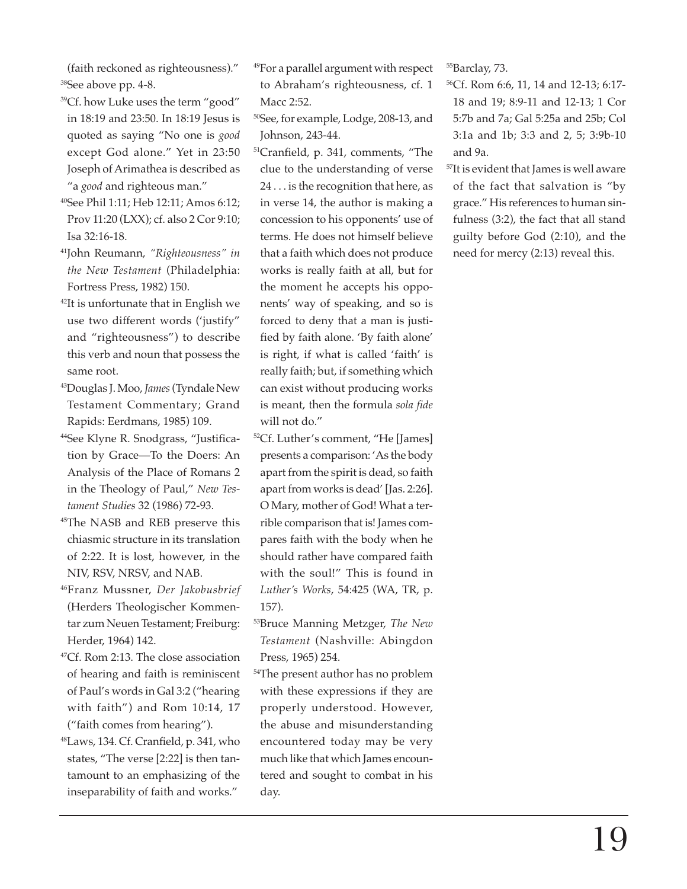(faith reckoned as righteousness)."

[38]See above pp. 4-8.

[39]Cf. how Luke uses the term "good" in 18:19 and 23:50. In 18:19 Jesus is quoted as saying "No one is *good* except God alone." Yet in 23:50 Joseph of Arimathea is described as "a *good* and righteous man."

[40]See Phil 1:11; Heb 12:11; Amos 6:12; Prov 11:20 (LXX); cf. also 2 Cor 9:10; Isa 32:16-18.

[41]John Reumann, *"Righteousness" in the New Testament* (Philadelphia: Fortress Press, 1982) 150.

[42]It is unfortunate that in English we use two different words ('justify" and "righteousness") to describe this verb and noun that possess the same root.

[43]Douglas J. Moo, *James* (Tyndale New Testament Commentary; Grand Rapids: Eerdmans, 1985) 109.

[44]See Klyne R. Snodgrass, "Justification by Grace—To the Doers: An Analysis of the Place of Romans 2 in the Theology of Paul," *New Testament Studies* 32 (1986) 72-93.

[45]The NASB and REB preserve this chiasmic structure in its translation of 2:22. It is lost, however, in the NIV, RSV, NRSV, and NAB.

[46]Franz Mussner, *Der Jakobusbrief* (Herders Theologischer Kommentar zum Neuen Testament; Freiburg: Herder, 1964) 142.

[47]Cf. Rom 2:13. The close association of hearing and faith is reminiscent of Paul's words in Gal 3:2 ("hearing with faith") and Rom 10:14, 17 ("faith comes from hearing").

[48]Laws, 134. Cf. Cranfield, p. 341, who states, "The verse [2:22] is then tantamount to an emphasizing of the inseparability of faith and works."

[49]For a parallel argument with respect to Abraham's righteousness, cf. 1 Macc 2:52.

[50]See, for example, Lodge, 208-13, and Johnson, 243-44.

[51]Cranfield, p. 341, comments, "The clue to the understanding of verse 24 . . . is the recognition that here, as in verse 14, the author is making a concession to his opponents' use of terms. He does not himself believe that a faith which does not produce works is really faith at all, but for the moment he accepts his opponents' way of speaking, and so is forced to deny that a man is justified by faith alone. 'By faith alone' is right, if what is called 'faith' is really faith; but, if something which can exist without producing works is meant, then the formula *sola fide* will not do."

[52]Cf. Luther's comment, "He [James] presents a comparison: 'As the body apart from the spirit is dead, so faith apart from works is dead' [Jas. 2:26]. O Mary, mother of God! What a terrible comparison that is! James compares faith with the body when he should rather have compared faith with the soul!" This is found in *Luther's Works*, 54:425 (WA, TR, p. 157).

[53]Bruce Manning Metzger, *The New Testament* (Nashville: Abingdon Press, 1965) 254.

[54]The present author has no problem with these expressions if they are properly understood. However, the abuse and misunderstanding encountered today may be very much like that which James encountered and sought to combat in his day.

[55]Barclay, 73.

[56]Cf. Rom 6:6, 11, 14 and 12-13; 6:17-18 and 19; 8:9-11 and 12-13; 1 Cor 5:7b and 7a; Gal 5:25a and 25b; Col 3:1a and 1b; 3:3 and 2, 5; 3:9b-10 and 9a.

[57]It is evident that James is well aware of the fact that salvation is "by grace." His references to human sinfulness (3:2), the fact that all stand guilty before God (2:10), and the need for mercy (2:13) reveal this.